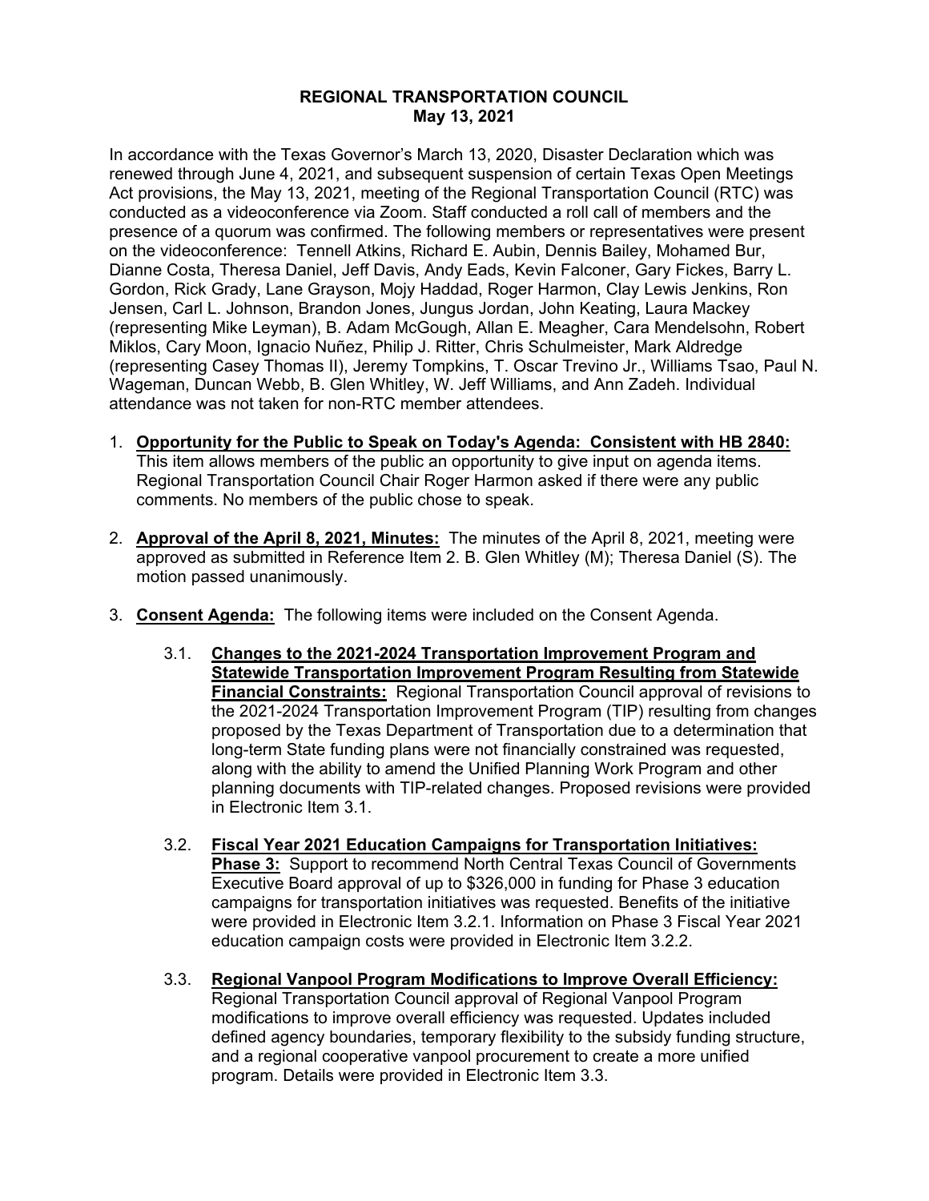# REGIONAL TRANSPORTATION COUNCIL
## May 13, 2021

In accordance with the Texas Governor's March 13, 2020, Disaster Declaration which was renewed through June 4, 2021, and subsequent suspension of certain Texas Open Meetings Act provisions, the May 13, 2021, meeting of the Regional Transportation Council (RTC) was conducted as a videoconference via Zoom. Staff conducted a roll call of members and the presence of a quorum was confirmed. The following members or representatives were present on the videoconference: Tennell Atkins, Richard E. Aubin, Dennis Bailey, Mohamed Bur, Dianne Costa, Theresa Daniel, Jeff Davis, Andy Eads, Kevin Falconer, Gary Fickes, Barry L. Gordon, Rick Grady, Lane Grayson, Mojy Haddad, Roger Harmon, Clay Lewis Jenkins, Ron Jensen, Carl L. Johnson, Brandon Jones, Jungus Jordan, John Keating, Laura Mackey (representing Mike Leyman), B. Adam McGough, Allan E. Meagher, Cara Mendelsohn, Robert Miklos, Cary Moon, Ignacio Nuñez, Philip J. Ritter, Chris Schulmeister, Mark Aldredge (representing Casey Thomas II), Jeremy Tompkins, T. Oscar Trevino Jr., Williams Tsao, Paul N. Wageman, Duncan Webb, B. Glen Whitley, W. Jeff Williams, and Ann Zadeh. Individual attendance was not taken for non-RTC member attendees.

1. **Opportunity for the Public to Speak on Today's Agenda: Consistent with HB 2840:** This item allows members of the public an opportunity to give input on agenda items. Regional Transportation Council Chair Roger Harmon asked if there were any public comments. No members of the public chose to speak.

2. **Approval of the April 8, 2021, Minutes:** The minutes of the April 8, 2021, meeting were approved as submitted in Reference Item 2. B. Glen Whitley (M); Theresa Daniel (S). The motion passed unanimously.

3. **Consent Agenda:** The following items were included on the Consent Agenda.

   3.1. **Changes to the 2021-2024 Transportation Improvement Program and Statewide Transportation Improvement Program Resulting from Statewide Financial Constraints:** Regional Transportation Council approval of revisions to the 2021-2024 Transportation Improvement Program (TIP) resulting from changes proposed by the Texas Department of Transportation due to a determination that long-term State funding plans were not financially constrained was requested, along with the ability to amend the Unified Planning Work Program and other planning documents with TIP-related changes. Proposed revisions were provided in Electronic Item 3.1.

   3.2. **Fiscal Year 2021 Education Campaigns for Transportation Initiatives: Phase 3:** Support to recommend North Central Texas Council of Governments Executive Board approval of up to $326,000 in funding for Phase 3 education campaigns for transportation initiatives was requested. Benefits of the initiative were provided in Electronic Item 3.2.1. Information on Phase 3 Fiscal Year 2021 education campaign costs were provided in Electronic Item 3.2.2.

   3.3. **Regional Vanpool Program Modifications to Improve Overall Efficiency:** Regional Transportation Council approval of Regional Vanpool Program modifications to improve overall efficiency was requested. Updates included defined agency boundaries, temporary flexibility to the subsidy funding structure, and a regional cooperative vanpool procurement to create a more unified program. Details were provided in Electronic Item 3.3.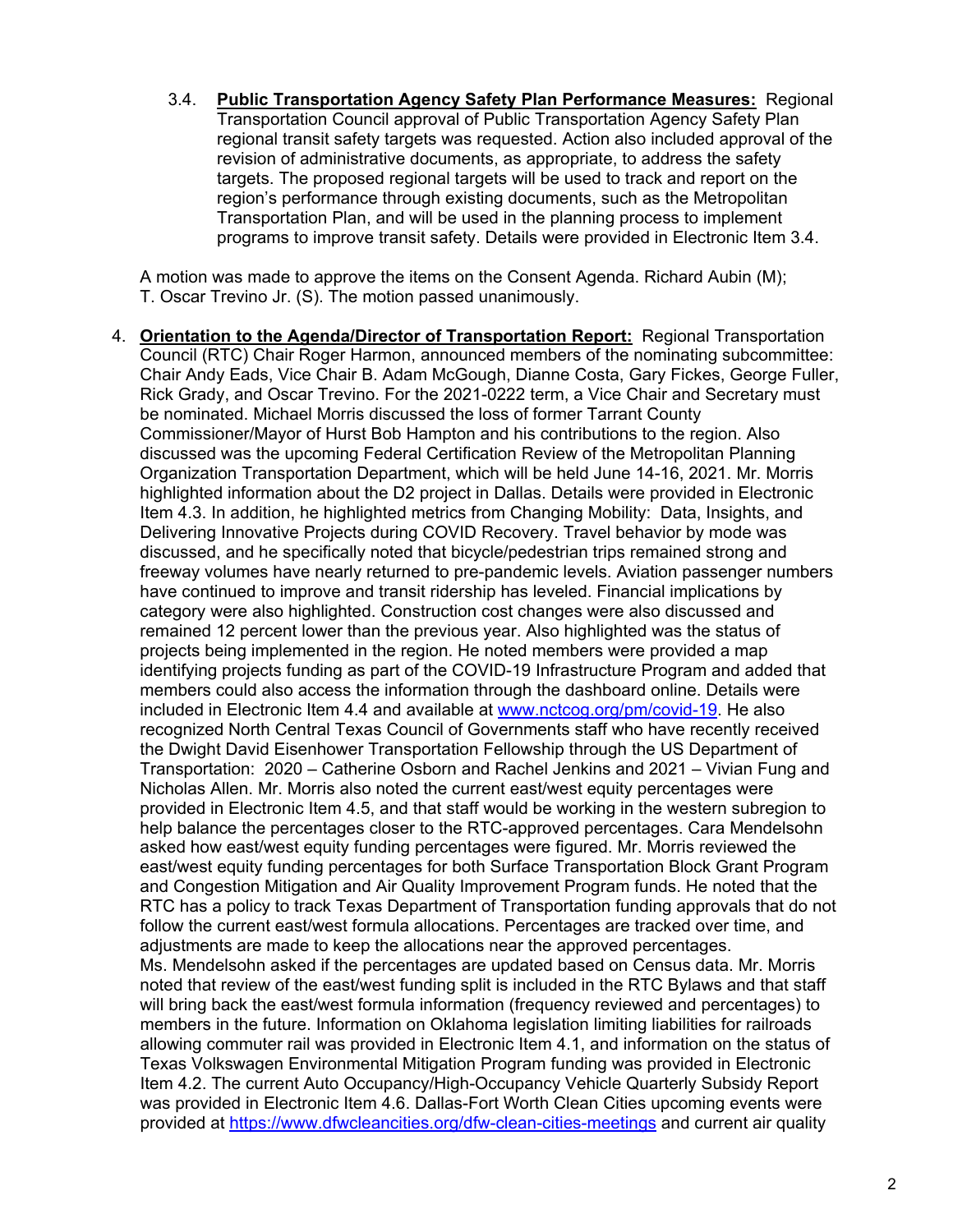3.4. **Public Transportation Agency Safety Plan Performance Measures:** Regional Transportation Council approval of Public Transportation Agency Safety Plan regional transit safety targets was requested. Action also included approval of the revision of administrative documents, as appropriate, to address the safety targets. The proposed regional targets will be used to track and report on the region's performance through existing documents, such as the Metropolitan Transportation Plan, and will be used in the planning process to implement programs to improve transit safety. Details were provided in Electronic Item 3.4.

A motion was made to approve the items on the Consent Agenda. Richard Aubin (M); T. Oscar Trevino Jr. (S). The motion passed unanimously.

4. **Orientation to the Agenda/Director of Transportation Report:** Regional Transportation Council (RTC) Chair Roger Harmon, announced members of the nominating subcommittee: Chair Andy Eads, Vice Chair B. Adam McGough, Dianne Costa, Gary Fickes, George Fuller, Rick Grady, and Oscar Trevino. For the 2021-0222 term, a Vice Chair and Secretary must be nominated. Michael Morris discussed the loss of former Tarrant County Commissioner/Mayor of Hurst Bob Hampton and his contributions to the region. Also discussed was the upcoming Federal Certification Review of the Metropolitan Planning Organization Transportation Department, which will be held June 14-16, 2021. Mr. Morris highlighted information about the D2 project in Dallas. Details were provided in Electronic Item 4.3. In addition, he highlighted metrics from Changing Mobility: Data, Insights, and Delivering Innovative Projects during COVID Recovery. Travel behavior by mode was discussed, and he specifically noted that bicycle/pedestrian trips remained strong and freeway volumes have nearly returned to pre-pandemic levels. Aviation passenger numbers have continued to improve and transit ridership has leveled. Financial implications by category were also highlighted. Construction cost changes were also discussed and remained 12 percent lower than the previous year. Also highlighted was the status of projects being implemented in the region. He noted members were provided a map identifying projects funding as part of the COVID-19 Infrastructure Program and added that members could also access the information through the dashboard online. Details were included in Electronic Item 4.4 and available at [www.nctcog.org/pm/covid-19](www.nctcog.org/pm/covid-19). He also recognized North Central Texas Council of Governments staff who have recently received the Dwight David Eisenhower Transportation Fellowship through the US Department of Transportation: 2020 – Catherine Osborn and Rachel Jenkins and 2021 – Vivian Fung and Nicholas Allen. Mr. Morris also noted the current east/west equity percentages were provided in Electronic Item 4.5, and that staff would be working in the western subregion to help balance the percentages closer to the RTC-approved percentages. Cara Mendelsohn asked how east/west equity funding percentages were figured. Mr. Morris reviewed the east/west equity funding percentages for both Surface Transportation Block Grant Program and Congestion Mitigation and Air Quality Improvement Program funds. He noted that the RTC has a policy to track Texas Department of Transportation funding approvals that do not follow the current east/west formula allocations. Percentages are tracked over time, and adjustments are made to keep the allocations near the approved percentages. Ms. Mendelsohn asked if the percentages are updated based on Census data. Mr. Morris noted that review of the east/west funding split is included in the RTC Bylaws and that staff will bring back the east/west formula information (frequency reviewed and percentages) to members in the future. Information on Oklahoma legislation limiting liabilities for railroads allowing commuter rail was provided in Electronic Item 4.1, and information on the status of Texas Volkswagen Environmental Mitigation Program funding was provided in Electronic Item 4.2. The current Auto Occupancy/High-Occupancy Vehicle Quarterly Subsidy Report was provided in Electronic Item 4.6. Dallas-Fort Worth Clean Cities upcoming events were provided at [https://www.dfwcleancities.org/dfw-clean-cities-meetings](https://www.dfwcleancities.org/dfw-clean-cities-meetings) and current air quality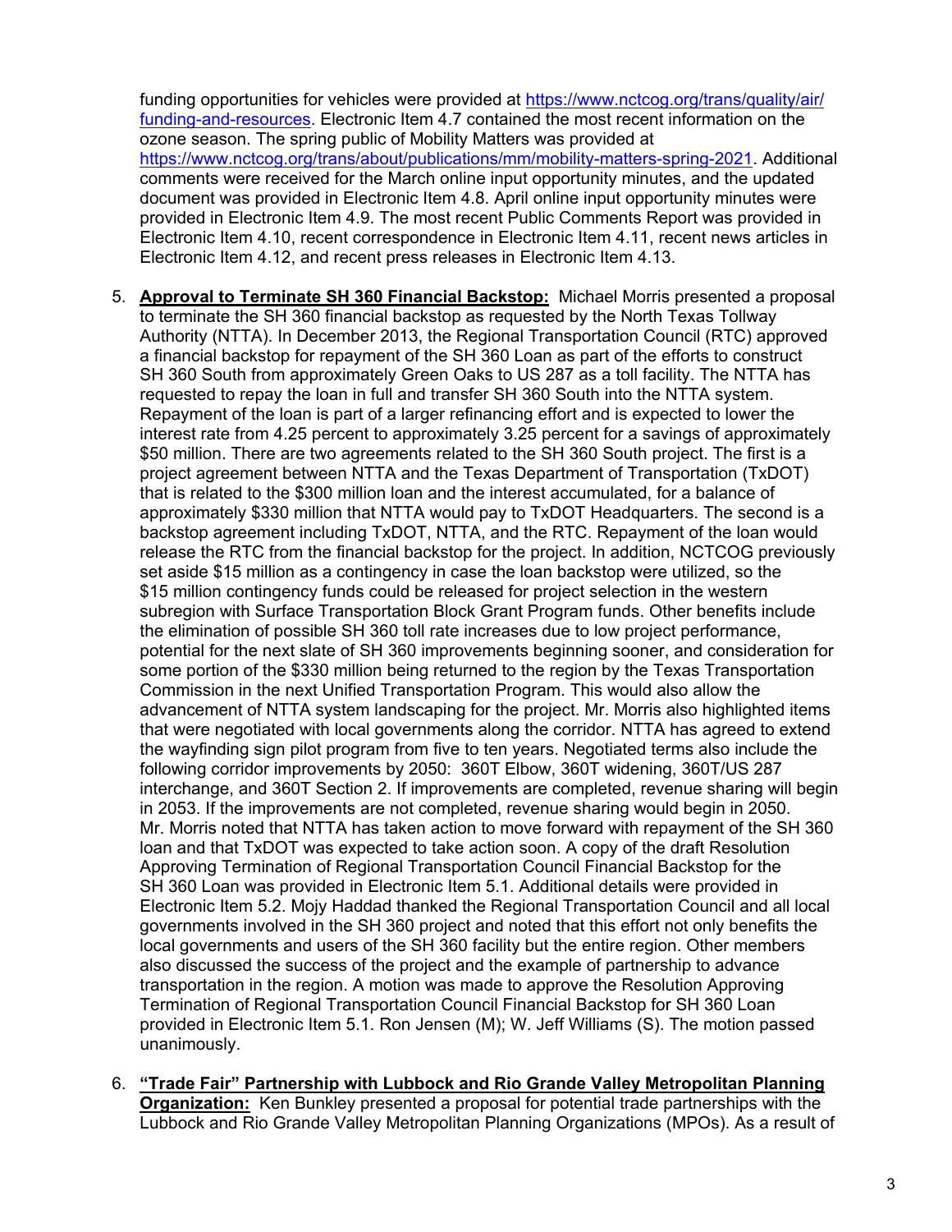funding opportunities for vehicles were provided at https://www.nctcog.org/trans/quality/air/funding-and-resources. Electronic Item 4.7 contained the most recent information on the ozone season. The spring public of Mobility Matters was provided at https://www.nctcog.org/trans/about/publications/mm/mobility-matters-spring-2021. Additional comments were received for the March online input opportunity minutes, and the updated document was provided in Electronic Item 4.8. April online input opportunity minutes were provided in Electronic Item 4.9. The most recent Public Comments Report was provided in Electronic Item 4.10, recent correspondence in Electronic Item 4.11, recent news articles in Electronic Item 4.12, and recent press releases in Electronic Item 4.13.

5. **Approval to Terminate SH 360 Financial Backstop:** Michael Morris presented a proposal to terminate the SH 360 financial backstop as requested by the North Texas Tollway Authority (NTTA). In December 2013, the Regional Transportation Council (RTC) approved a financial backstop for repayment of the SH 360 Loan as part of the efforts to construct SH 360 South from approximately Green Oaks to US 287 as a toll facility. The NTTA has requested to repay the loan in full and transfer SH 360 South into the NTTA system. Repayment of the loan is part of a larger refinancing effort and is expected to lower the interest rate from 4.25 percent to approximately 3.25 percent for a savings of approximately $50 million. There are two agreements related to the SH 360 South project. The first is a project agreement between NTTA and the Texas Department of Transportation (TxDOT) that is related to the $300 million loan and the interest accumulated, for a balance of approximately $330 million that NTTA would pay to TxDOT Headquarters. The second is a backstop agreement including TxDOT, NTTA, and the RTC. Repayment of the loan would release the RTC from the financial backstop for the project. In addition, NCTCOG previously set aside $15 million as a contingency in case the loan backstop were utilized, so the $15 million contingency funds could be released for project selection in the western subregion with Surface Transportation Block Grant Program funds. Other benefits include the elimination of possible SH 360 toll rate increases due to low project performance, potential for the next slate of SH 360 improvements beginning sooner, and consideration for some portion of the $330 million being returned to the region by the Texas Transportation Commission in the next Unified Transportation Program. This would also allow the advancement of NTTA system landscaping for the project. Mr. Morris also highlighted items that were negotiated with local governments along the corridor. NTTA has agreed to extend the wayfinding sign pilot program from five to ten years. Negotiated terms also include the following corridor improvements by 2050: 360T Elbow, 360T widening, 360T/US 287 interchange, and 360T Section 2. If improvements are completed, revenue sharing will begin in 2053. If the improvements are not completed, revenue sharing would begin in 2050. Mr. Morris noted that NTTA has taken action to move forward with repayment of the SH 360 loan and that TxDOT was expected to take action soon. A copy of the draft Resolution Approving Termination of Regional Transportation Council Financial Backstop for the SH 360 Loan was provided in Electronic Item 5.1. Additional details were provided in Electronic Item 5.2. Mojy Haddad thanked the Regional Transportation Council and all local governments involved in the SH 360 project and noted that this effort not only benefits the local governments and users of the SH 360 facility but the entire region. Other members also discussed the success of the project and the example of partnership to advance transportation in the region. A motion was made to approve the Resolution Approving Termination of Regional Transportation Council Financial Backstop for SH 360 Loan provided in Electronic Item 5.1. Ron Jensen (M); W. Jeff Williams (S). The motion passed unanimously.

6. **"Trade Fair" Partnership with Lubbock and Rio Grande Valley Metropolitan Planning Organization:** Ken Bunkley presented a proposal for potential trade partnerships with the Lubbock and Rio Grande Valley Metropolitan Planning Organizations (MPOs). As a result of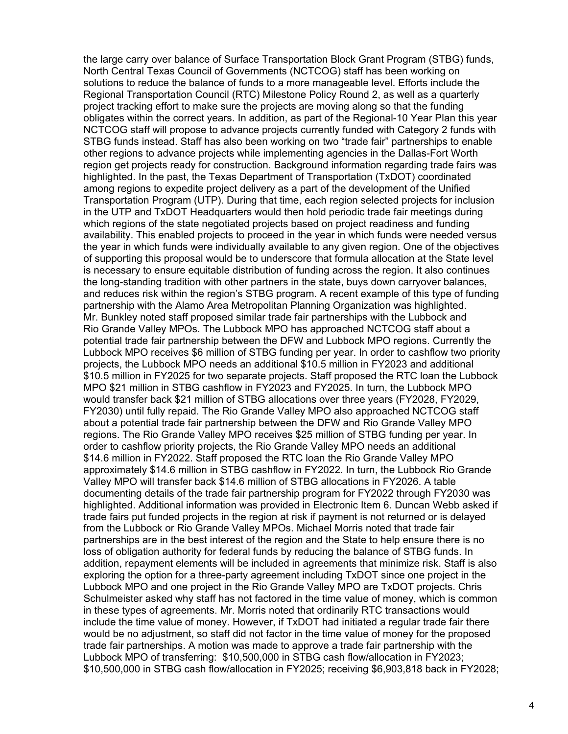the large carry over balance of Surface Transportation Block Grant Program (STBG) funds, North Central Texas Council of Governments (NCTCOG) staff has been working on solutions to reduce the balance of funds to a more manageable level. Efforts include the Regional Transportation Council (RTC) Milestone Policy Round 2, as well as a quarterly project tracking effort to make sure the projects are moving along so that the funding obligates within the correct years. In addition, as part of the Regional-10 Year Plan this year NCTCOG staff will propose to advance projects currently funded with Category 2 funds with STBG funds instead. Staff has also been working on two "trade fair" partnerships to enable other regions to advance projects while implementing agencies in the Dallas-Fort Worth region get projects ready for construction. Background information regarding trade fairs was highlighted. In the past, the Texas Department of Transportation (TxDOT) coordinated among regions to expedite project delivery as a part of the development of the Unified Transportation Program (UTP). During that time, each region selected projects for inclusion in the UTP and TxDOT Headquarters would then hold periodic trade fair meetings during which regions of the state negotiated projects based on project readiness and funding availability. This enabled projects to proceed in the year in which funds were needed versus the year in which funds were individually available to any given region. One of the objectives of supporting this proposal would be to underscore that formula allocation at the State level is necessary to ensure equitable distribution of funding across the region. It also continues the long-standing tradition with other partners in the state, buys down carryover balances, and reduces risk within the region's STBG program. A recent example of this type of funding partnership with the Alamo Area Metropolitan Planning Organization was highlighted. Mr. Bunkley noted staff proposed similar trade fair partnerships with the Lubbock and Rio Grande Valley MPOs. The Lubbock MPO has approached NCTCOG staff about a potential trade fair partnership between the DFW and Lubbock MPO regions. Currently the Lubbock MPO receives $6 million of STBG funding per year. In order to cashflow two priority projects, the Lubbock MPO needs an additional $10.5 million in FY2023 and additional $10.5 million in FY2025 for two separate projects. Staff proposed the RTC loan the Lubbock MPO $21 million in STBG cashflow in FY2023 and FY2025. In turn, the Lubbock MPO would transfer back $21 million of STBG allocations over three years (FY2028, FY2029, FY2030) until fully repaid. The Rio Grande Valley MPO also approached NCTCOG staff about a potential trade fair partnership between the DFW and Rio Grande Valley MPO regions. The Rio Grande Valley MPO receives $25 million of STBG funding per year. In order to cashflow priority projects, the Rio Grande Valley MPO needs an additional $14.6 million in FY2022. Staff proposed the RTC loan the Rio Grande Valley MPO approximately $14.6 million in STBG cashflow in FY2022. In turn, the Lubbock Rio Grande Valley MPO will transfer back $14.6 million of STBG allocations in FY2026. A table documenting details of the trade fair partnership program for FY2022 through FY2030 was highlighted. Additional information was provided in Electronic Item 6. Duncan Webb asked if trade fairs put funded projects in the region at risk if payment is not returned or is delayed from the Lubbock or Rio Grande Valley MPOs. Michael Morris noted that trade fair partnerships are in the best interest of the region and the State to help ensure there is no loss of obligation authority for federal funds by reducing the balance of STBG funds. In addition, repayment elements will be included in agreements that minimize risk. Staff is also exploring the option for a three-party agreement including TxDOT since one project in the Lubbock MPO and one project in the Rio Grande Valley MPO are TxDOT projects. Chris Schulmeister asked why staff has not factored in the time value of money, which is common in these types of agreements. Mr. Morris noted that ordinarily RTC transactions would include the time value of money. However, if TxDOT had initiated a regular trade fair there would be no adjustment, so staff did not factor in the time value of money for the proposed trade fair partnerships. A motion was made to approve a trade fair partnership with the Lubbock MPO of transferring: $10,500,000 in STBG cash flow/allocation in FY2023; $10,500,000 in STBG cash flow/allocation in FY2025; receiving $6,903,818 back in FY2028;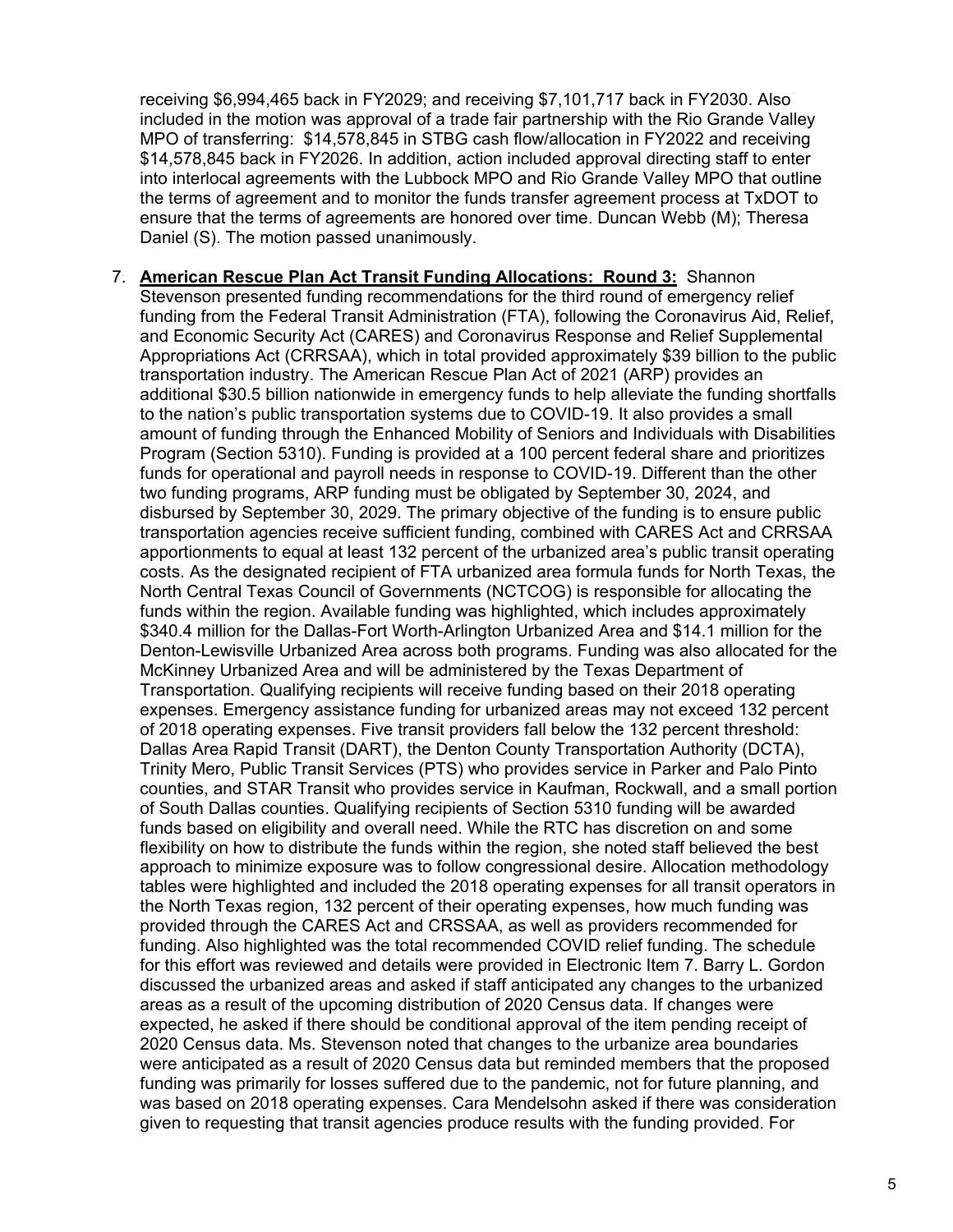receiving $6,994,465 back in FY2029; and receiving $7,101,717 back in FY2030. Also included in the motion was approval of a trade fair partnership with the Rio Grande Valley MPO of transferring: $14,578,845 in STBG cash flow/allocation in FY2022 and receiving $14,578,845 back in FY2026. In addition, action included approval directing staff to enter into interlocal agreements with the Lubbock MPO and Rio Grande Valley MPO that outline the terms of agreement and to monitor the funds transfer agreement process at TxDOT to ensure that the terms of agreements are honored over time. Duncan Webb (M); Theresa Daniel (S). The motion passed unanimously.

7. **American Rescue Plan Act Transit Funding Allocations: Round 3:** Shannon Stevenson presented funding recommendations for the third round of emergency relief funding from the Federal Transit Administration (FTA), following the Coronavirus Aid, Relief, and Economic Security Act (CARES) and Coronavirus Response and Relief Supplemental Appropriations Act (CRRSAA), which in total provided approximately $39 billion to the public transportation industry. The American Rescue Plan Act of 2021 (ARP) provides an additional $30.5 billion nationwide in emergency funds to help alleviate the funding shortfalls to the nation's public transportation systems due to COVID-19. It also provides a small amount of funding through the Enhanced Mobility of Seniors and Individuals with Disabilities Program (Section 5310). Funding is provided at a 100 percent federal share and prioritizes funds for operational and payroll needs in response to COVID-19. Different than the other two funding programs, ARP funding must be obligated by September 30, 2024, and disbursed by September 30, 2029. The primary objective of the funding is to ensure public transportation agencies receive sufficient funding, combined with CARES Act and CRRSAA apportionments to equal at least 132 percent of the urbanized area's public transit operating costs. As the designated recipient of FTA urbanized area formula funds for North Texas, the North Central Texas Council of Governments (NCTCOG) is responsible for allocating the funds within the region. Available funding was highlighted, which includes approximately $340.4 million for the Dallas-Fort Worth-Arlington Urbanized Area and $14.1 million for the Denton-Lewisville Urbanized Area across both programs. Funding was also allocated for the McKinney Urbanized Area and will be administered by the Texas Department of Transportation. Qualifying recipients will receive funding based on their 2018 operating expenses. Emergency assistance funding for urbanized areas may not exceed 132 percent of 2018 operating expenses. Five transit providers fall below the 132 percent threshold: Dallas Area Rapid Transit (DART), the Denton County Transportation Authority (DCTA), Trinity Mero, Public Transit Services (PTS) who provides service in Parker and Palo Pinto counties, and STAR Transit who provides service in Kaufman, Rockwall, and a small portion of South Dallas counties. Qualifying recipients of Section 5310 funding will be awarded funds based on eligibility and overall need. While the RTC has discretion on and some flexibility on how to distribute the funds within the region, she noted staff believed the best approach to minimize exposure was to follow congressional desire. Allocation methodology tables were highlighted and included the 2018 operating expenses for all transit operators in the North Texas region, 132 percent of their operating expenses, how much funding was provided through the CARES Act and CRSSAA, as well as providers recommended for funding. Also highlighted was the total recommended COVID relief funding. The schedule for this effort was reviewed and details were provided in Electronic Item 7. Barry L. Gordon discussed the urbanized areas and asked if staff anticipated any changes to the urbanized areas as a result of the upcoming distribution of 2020 Census data. If changes were expected, he asked if there should be conditional approval of the item pending receipt of 2020 Census data. Ms. Stevenson noted that changes to the urbanize area boundaries were anticipated as a result of 2020 Census data but reminded members that the proposed funding was primarily for losses suffered due to the pandemic, not for future planning, and was based on 2018 operating expenses. Cara Mendelsohn asked if there was consideration given to requesting that transit agencies produce results with the funding provided. For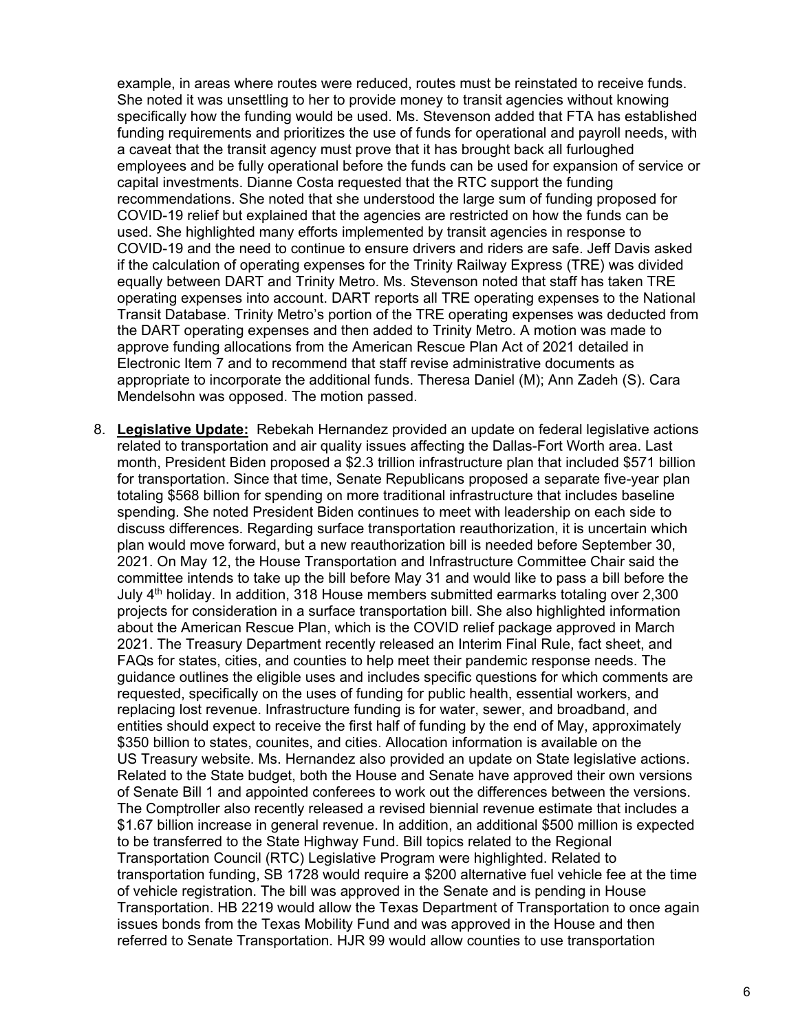example, in areas where routes were reduced, routes must be reinstated to receive funds. She noted it was unsettling to her to provide money to transit agencies without knowing specifically how the funding would be used. Ms. Stevenson added that FTA has established funding requirements and prioritizes the use of funds for operational and payroll needs, with a caveat that the transit agency must prove that it has brought back all furloughed employees and be fully operational before the funds can be used for expansion of service or capital investments. Dianne Costa requested that the RTC support the funding recommendations. She noted that she understood the large sum of funding proposed for COVID-19 relief but explained that the agencies are restricted on how the funds can be used. She highlighted many efforts implemented by transit agencies in response to COVID-19 and the need to continue to ensure drivers and riders are safe. Jeff Davis asked if the calculation of operating expenses for the Trinity Railway Express (TRE) was divided equally between DART and Trinity Metro. Ms. Stevenson noted that staff has taken TRE operating expenses into account. DART reports all TRE operating expenses to the National Transit Database. Trinity Metro's portion of the TRE operating expenses was deducted from the DART operating expenses and then added to Trinity Metro. A motion was made to approve funding allocations from the American Rescue Plan Act of 2021 detailed in Electronic Item 7 and to recommend that staff revise administrative documents as appropriate to incorporate the additional funds. Theresa Daniel (M); Ann Zadeh (S). Cara Mendelsohn was opposed. The motion passed.

8. **Legislative Update:** Rebekah Hernandez provided an update on federal legislative actions related to transportation and air quality issues affecting the Dallas-Fort Worth area. Last month, President Biden proposed a $2.3 trillion infrastructure plan that included $571 billion for transportation. Since that time, Senate Republicans proposed a separate five-year plan totaling $568 billion for spending on more traditional infrastructure that includes baseline spending. She noted President Biden continues to meet with leadership on each side to discuss differences. Regarding surface transportation reauthorization, it is uncertain which plan would move forward, but a new reauthorization bill is needed before September 30, 2021. On May 12, the House Transportation and Infrastructure Committee Chair said the committee intends to take up the bill before May 31 and would like to pass a bill before the July 4th holiday. In addition, 318 House members submitted earmarks totaling over 2,300 projects for consideration in a surface transportation bill. She also highlighted information about the American Rescue Plan, which is the COVID relief package approved in March 2021. The Treasury Department recently released an Interim Final Rule, fact sheet, and FAQs for states, cities, and counties to help meet their pandemic response needs. The guidance outlines the eligible uses and includes specific questions for which comments are requested, specifically on the uses of funding for public health, essential workers, and replacing lost revenue. Infrastructure funding is for water, sewer, and broadband, and entities should expect to receive the first half of funding by the end of May, approximately $350 billion to states, counites, and cities. Allocation information is available on the US Treasury website. Ms. Hernandez also provided an update on State legislative actions. Related to the State budget, both the House and Senate have approved their own versions of Senate Bill 1 and appointed conferees to work out the differences between the versions. The Comptroller also recently released a revised biennial revenue estimate that includes a $1.67 billion increase in general revenue. In addition, an additional $500 million is expected to be transferred to the State Highway Fund. Bill topics related to the Regional Transportation Council (RTC) Legislative Program were highlighted. Related to transportation funding, SB 1728 would require a $200 alternative fuel vehicle fee at the time of vehicle registration. The bill was approved in the Senate and is pending in House Transportation. HB 2219 would allow the Texas Department of Transportation to once again issues bonds from the Texas Mobility Fund and was approved in the House and then referred to Senate Transportation. HJR 99 would allow counties to use transportation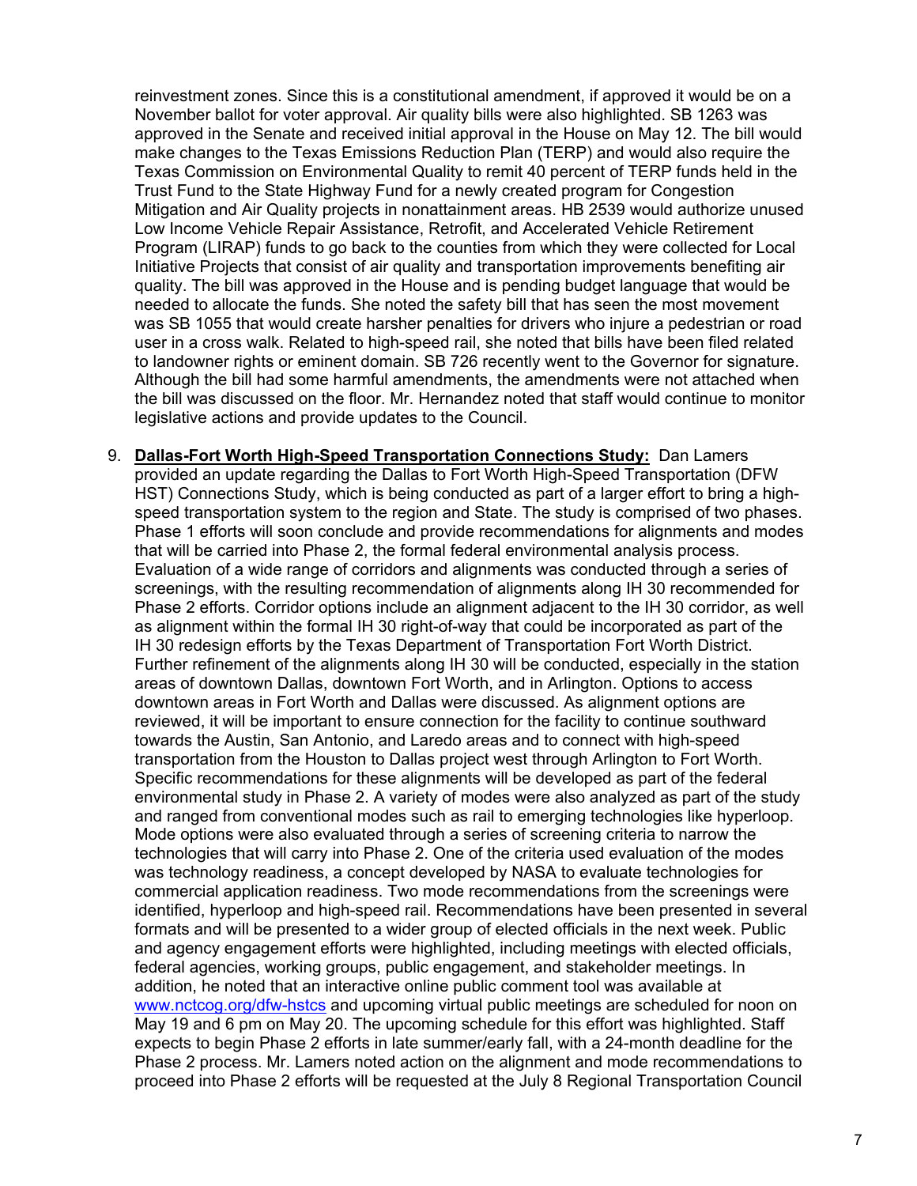reinvestment zones. Since this is a constitutional amendment, if approved it would be on a November ballot for voter approval. Air quality bills were also highlighted. SB 1263 was approved in the Senate and received initial approval in the House on May 12. The bill would make changes to the Texas Emissions Reduction Plan (TERP) and would also require the Texas Commission on Environmental Quality to remit 40 percent of TERP funds held in the Trust Fund to the State Highway Fund for a newly created program for Congestion Mitigation and Air Quality projects in nonattainment areas. HB 2539 would authorize unused Low Income Vehicle Repair Assistance, Retrofit, and Accelerated Vehicle Retirement Program (LIRAP) funds to go back to the counties from which they were collected for Local Initiative Projects that consist of air quality and transportation improvements benefiting air quality. The bill was approved in the House and is pending budget language that would be needed to allocate the funds. She noted the safety bill that has seen the most movement was SB 1055 that would create harsher penalties for drivers who injure a pedestrian or road user in a cross walk. Related to high-speed rail, she noted that bills have been filed related to landowner rights or eminent domain. SB 726 recently went to the Governor for signature. Although the bill had some harmful amendments, the amendments were not attached when the bill was discussed on the floor. Mr. Hernandez noted that staff would continue to monitor legislative actions and provide updates to the Council.

9. **Dallas-Fort Worth High-Speed Transportation Connections Study:** Dan Lamers provided an update regarding the Dallas to Fort Worth High-Speed Transportation (DFW HST) Connections Study, which is being conducted as part of a larger effort to bring a high-speed transportation system to the region and State. The study is comprised of two phases. Phase 1 efforts will soon conclude and provide recommendations for alignments and modes that will be carried into Phase 2, the formal federal environmental analysis process. Evaluation of a wide range of corridors and alignments was conducted through a series of screenings, with the resulting recommendation of alignments along IH 30 recommended for Phase 2 efforts. Corridor options include an alignment adjacent to the IH 30 corridor, as well as alignment within the formal IH 30 right-of-way that could be incorporated as part of the IH 30 redesign efforts by the Texas Department of Transportation Fort Worth District. Further refinement of the alignments along IH 30 will be conducted, especially in the station areas of downtown Dallas, downtown Fort Worth, and in Arlington. Options to access downtown areas in Fort Worth and Dallas were discussed. As alignment options are reviewed, it will be important to ensure connection for the facility to continue southward towards the Austin, San Antonio, and Laredo areas and to connect with high-speed transportation from the Houston to Dallas project west through Arlington to Fort Worth. Specific recommendations for these alignments will be developed as part of the federal environmental study in Phase 2. A variety of modes were also analyzed as part of the study and ranged from conventional modes such as rail to emerging technologies like hyperloop. Mode options were also evaluated through a series of screening criteria to narrow the technologies that will carry into Phase 2. One of the criteria used evaluation of the modes was technology readiness, a concept developed by NASA to evaluate technologies for commercial application readiness. Two mode recommendations from the screenings were identified, hyperloop and high-speed rail. Recommendations have been presented in several formats and will be presented to a wider group of elected officials in the next week. Public and agency engagement efforts were highlighted, including meetings with elected officials, federal agencies, working groups, public engagement, and stakeholder meetings. In addition, he noted that an interactive online public comment tool was available at [www.nctcog.org/dfw-hstcs](www.nctcog.org/dfw-hstcs) and upcoming virtual public meetings are scheduled for noon on May 19 and 6 pm on May 20. The upcoming schedule for this effort was highlighted. Staff expects to begin Phase 2 efforts in late summer/early fall, with a 24-month deadline for the Phase 2 process. Mr. Lamers noted action on the alignment and mode recommendations to proceed into Phase 2 efforts will be requested at the July 8 Regional Transportation Council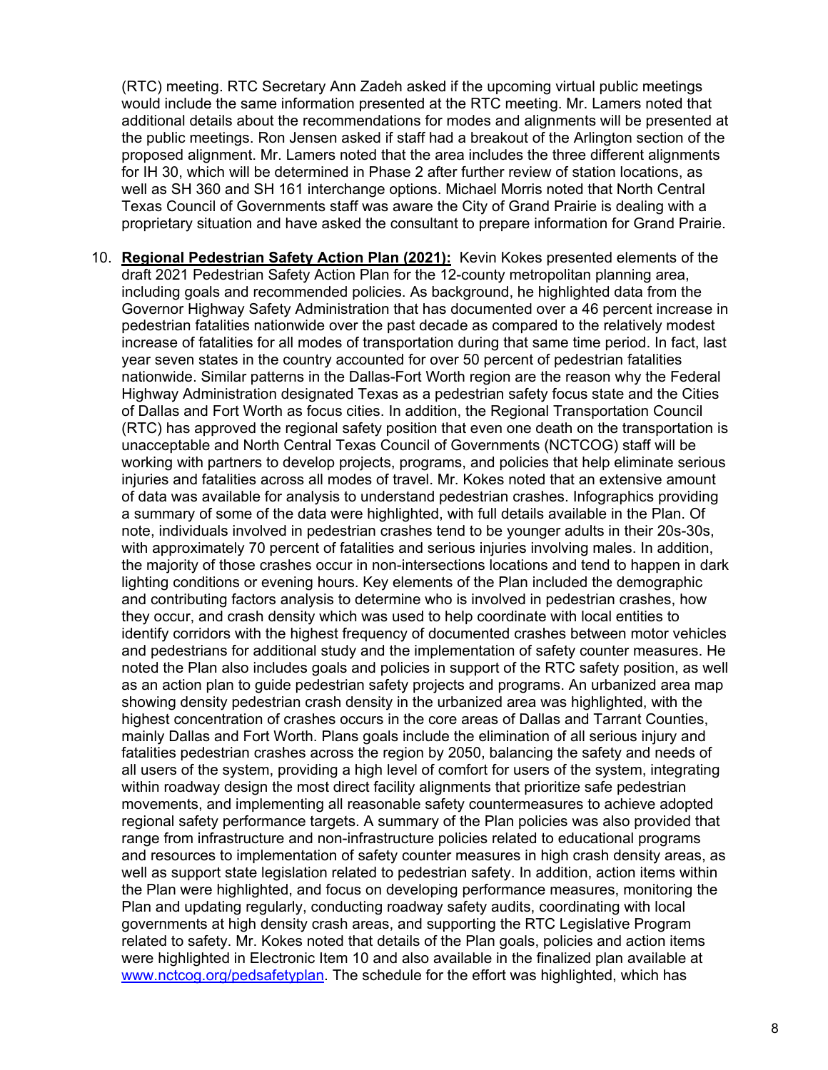(RTC) meeting. RTC Secretary Ann Zadeh asked if the upcoming virtual public meetings would include the same information presented at the RTC meeting. Mr. Lamers noted that additional details about the recommendations for modes and alignments will be presented at the public meetings. Ron Jensen asked if staff had a breakout of the Arlington section of the proposed alignment. Mr. Lamers noted that the area includes the three different alignments for IH 30, which will be determined in Phase 2 after further review of station locations, as well as SH 360 and SH 161 interchange options. Michael Morris noted that North Central Texas Council of Governments staff was aware the City of Grand Prairie is dealing with a proprietary situation and have asked the consultant to prepare information for Grand Prairie.

10. **Regional Pedestrian Safety Action Plan (2021):** Kevin Kokes presented elements of the draft 2021 Pedestrian Safety Action Plan for the 12-county metropolitan planning area, including goals and recommended policies. As background, he highlighted data from the Governor Highway Safety Administration that has documented over a 46 percent increase in pedestrian fatalities nationwide over the past decade as compared to the relatively modest increase of fatalities for all modes of transportation during that same time period. In fact, last year seven states in the country accounted for over 50 percent of pedestrian fatalities nationwide. Similar patterns in the Dallas-Fort Worth region are the reason why the Federal Highway Administration designated Texas as a pedestrian safety focus state and the Cities of Dallas and Fort Worth as focus cities. In addition, the Regional Transportation Council (RTC) has approved the regional safety position that even one death on the transportation is unacceptable and North Central Texas Council of Governments (NCTCOG) staff will be working with partners to develop projects, programs, and policies that help eliminate serious injuries and fatalities across all modes of travel. Mr. Kokes noted that an extensive amount of data was available for analysis to understand pedestrian crashes. Infographics providing a summary of some of the data were highlighted, with full details available in the Plan. Of note, individuals involved in pedestrian crashes tend to be younger adults in their 20s-30s, with approximately 70 percent of fatalities and serious injuries involving males. In addition, the majority of those crashes occur in non-intersections locations and tend to happen in dark lighting conditions or evening hours. Key elements of the Plan included the demographic and contributing factors analysis to determine who is involved in pedestrian crashes, how they occur, and crash density which was used to help coordinate with local entities to identify corridors with the highest frequency of documented crashes between motor vehicles and pedestrians for additional study and the implementation of safety counter measures. He noted the Plan also includes goals and policies in support of the RTC safety position, as well as an action plan to guide pedestrian safety projects and programs. An urbanized area map showing density pedestrian crash density in the urbanized area was highlighted, with the highest concentration of crashes occurs in the core areas of Dallas and Tarrant Counties, mainly Dallas and Fort Worth. Plans goals include the elimination of all serious injury and fatalities pedestrian crashes across the region by 2050, balancing the safety and needs of all users of the system, providing a high level of comfort for users of the system, integrating within roadway design the most direct facility alignments that prioritize safe pedestrian movements, and implementing all reasonable safety countermeasures to achieve adopted regional safety performance targets. A summary of the Plan policies was also provided that range from infrastructure and non-infrastructure policies related to educational programs and resources to implementation of safety counter measures in high crash density areas, as well as support state legislation related to pedestrian safety. In addition, action items within the Plan were highlighted, and focus on developing performance measures, monitoring the Plan and updating regularly, conducting roadway safety audits, coordinating with local governments at high density crash areas, and supporting the RTC Legislative Program related to safety. Mr. Kokes noted that details of the Plan goals, policies and action items were highlighted in Electronic Item 10 and also available in the finalized plan available at [www.nctcog.org/pedsafetyplan](www.nctcog.org/pedsafetyplan). The schedule for the effort was highlighted, which has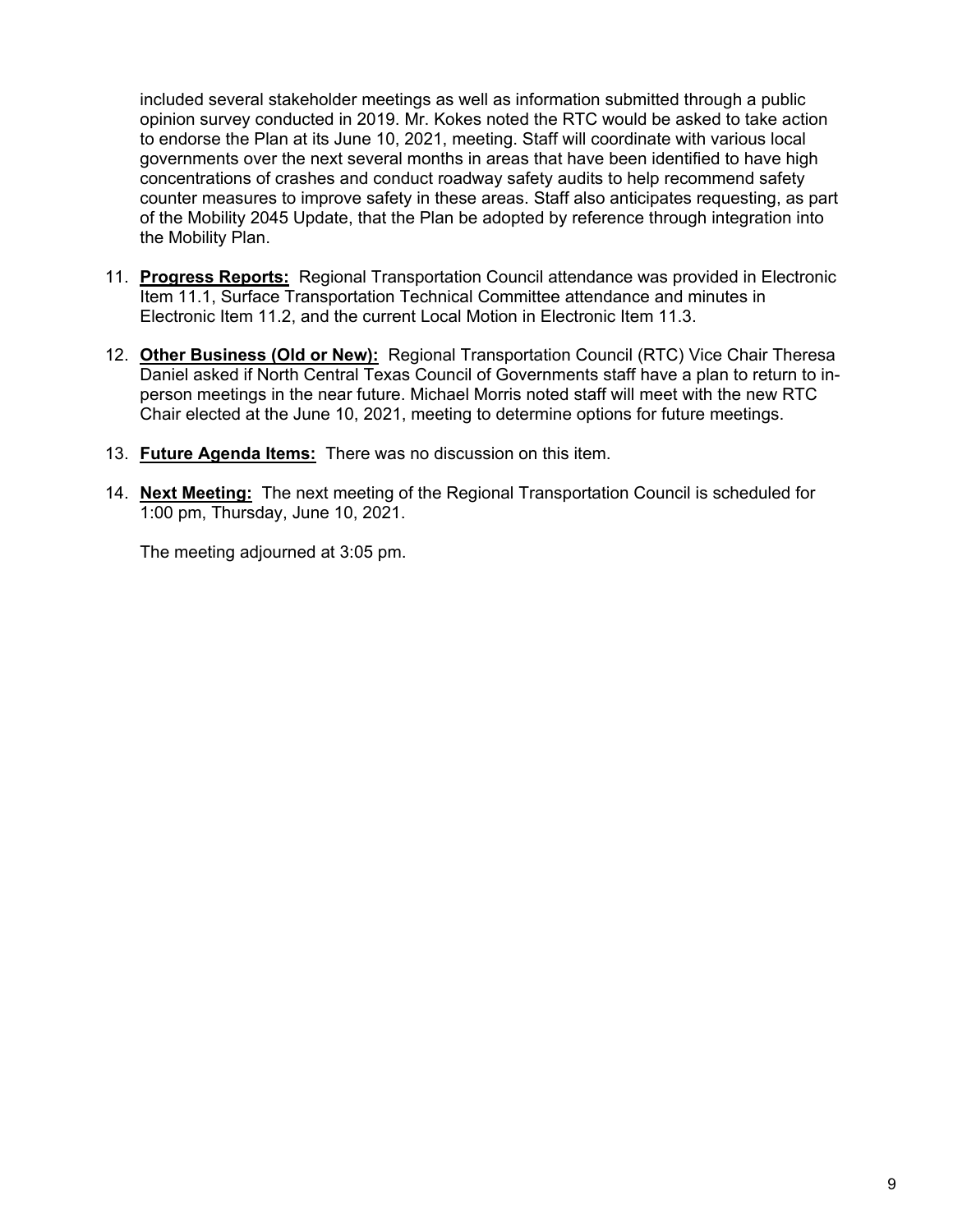included several stakeholder meetings as well as information submitted through a public opinion survey conducted in 2019. Mr. Kokes noted the RTC would be asked to take action to endorse the Plan at its June 10, 2021, meeting. Staff will coordinate with various local governments over the next several months in areas that have been identified to have high concentrations of crashes and conduct roadway safety audits to help recommend safety counter measures to improve safety in these areas. Staff also anticipates requesting, as part of the Mobility 2045 Update, that the Plan be adopted by reference through integration into the Mobility Plan.

11. **Progress Reports:** Regional Transportation Council attendance was provided in Electronic Item 11.1, Surface Transportation Technical Committee attendance and minutes in Electronic Item 11.2, and the current Local Motion in Electronic Item 11.3.

12. **Other Business (Old or New):** Regional Transportation Council (RTC) Vice Chair Theresa Daniel asked if North Central Texas Council of Governments staff have a plan to return to in-person meetings in the near future. Michael Morris noted staff will meet with the new RTC Chair elected at the June 10, 2021, meeting to determine options for future meetings.

13. **Future Agenda Items:** There was no discussion on this item.

14. **Next Meeting:** The next meeting of the Regional Transportation Council is scheduled for 1:00 pm, Thursday, June 10, 2021.

    The meeting adjourned at 3:05 pm.